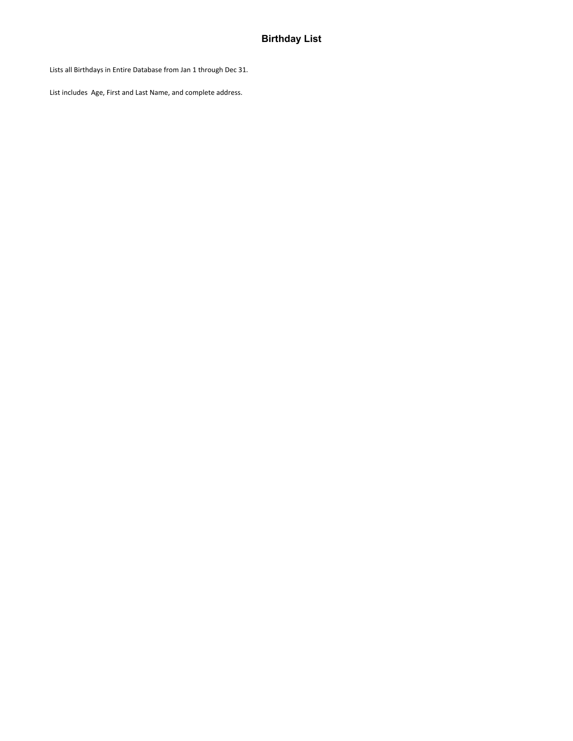# Birthday List

Lists all Birthdays in Entire Database from Jan 1 through Dec 31.

List includes  Age, First and Last Name, and complete address.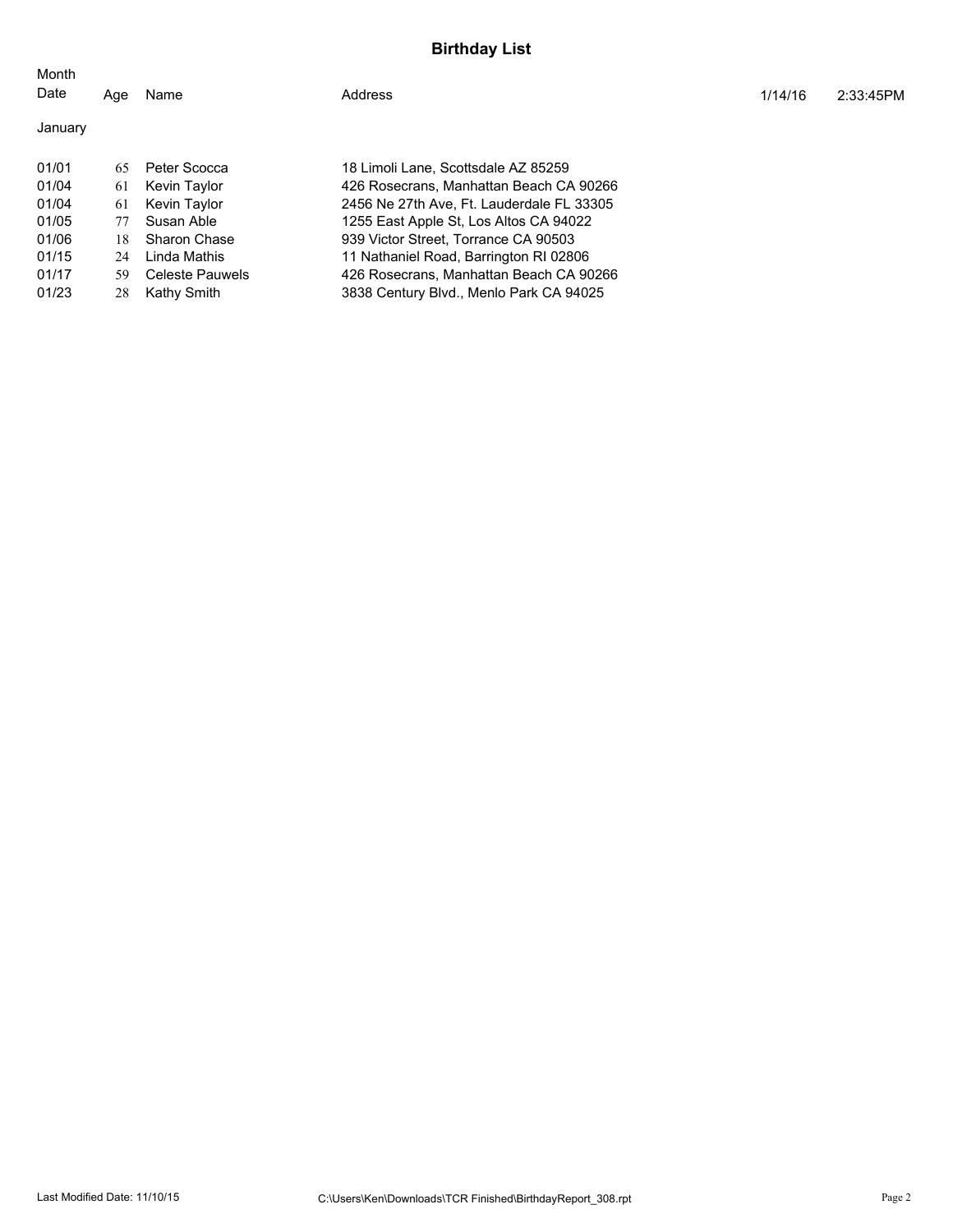# Birthday List

| Month Date | Age | Name | Address | 1/14/16 | 2:33:45PM |
|---|---|---|---|---|---|
| January | | | | | |
| 01/01 | 65 | Peter Scocca | 18 Limoli Lane, Scottsdale AZ 85259 | | |
| 01/04 | 61 | Kevin Taylor | 426 Rosecrans, Manhattan Beach CA 90266 | | |
| 01/04 | 61 | Kevin Taylor | 2456 Ne 27th Ave, Ft. Lauderdale FL 33305 | | |
| 01/05 | 77 | Susan Able | 1255 East Apple St, Los Altos CA 94022 | | |
| 01/06 | 18 | Sharon Chase | 939 Victor Street, Torrance CA 90503 | | |
| 01/15 | 24 | Linda Mathis | 11 Nathaniel Road, Barrington RI 02806 | | |
| 01/17 | 59 | Celeste Pauwels | 426 Rosecrans, Manhattan Beach CA 90266 | | |
| 01/23 | 28 | Kathy Smith | 3838 Century Blvd., Menlo Park CA 94025 | | |

Last Modified Date: 11/10/15

C:\Users\Ken\Downloads\TCR Finished\BirthdayReport_308.rpt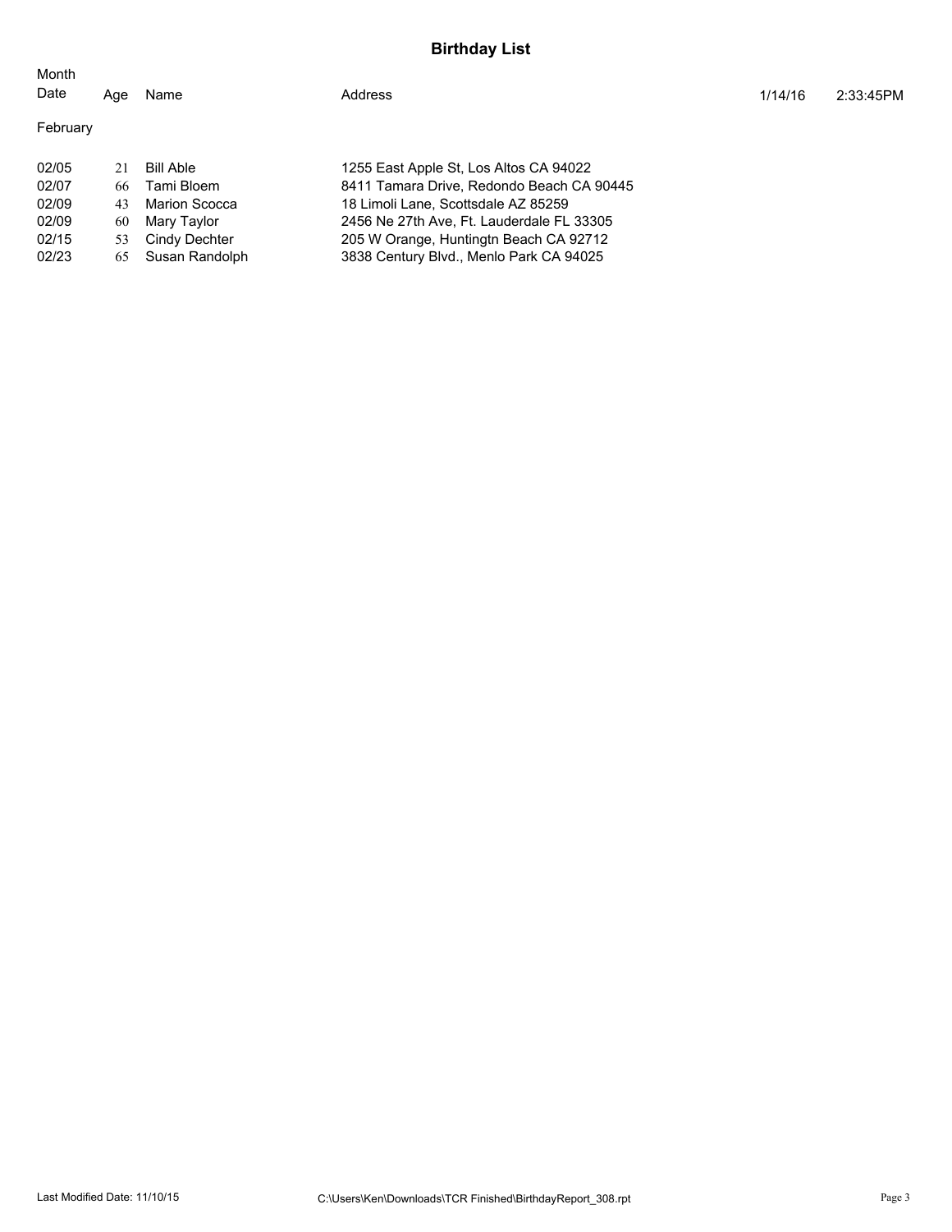# Birthday List

| Month Date | Age | Name | Address | 1/14/16 | 2:33:45PM |
| --- | --- | --- | --- | --- | --- |
| February | | | | | |
| 02/05 | 21 | Bill Able | 1255 East Apple St, Los Altos CA 94022 | | |
| 02/07 | 66 | Tami Bloem | 8411 Tamara Drive, Redondo Beach CA 90445 | | |
| 02/09 | 43 | Marion Scocca | 18 Limoli Lane, Scottsdale AZ 85259 | | |
| 02/09 | 60 | Mary Taylor | 2456 Ne 27th Ave, Ft. Lauderdale FL 33305 | | |
| 02/15 | 53 | Cindy Dechter | 205 W Orange, Huntingtn Beach CA 92712 | | |
| 02/23 | 65 | Susan Randolph | 3838 Century Blvd., Menlo Park CA 94025 | | |

Last Modified Date: 11/10/15 C:\Users\Ken\Downloads\TCR Finished\BirthdayReport_308.rpt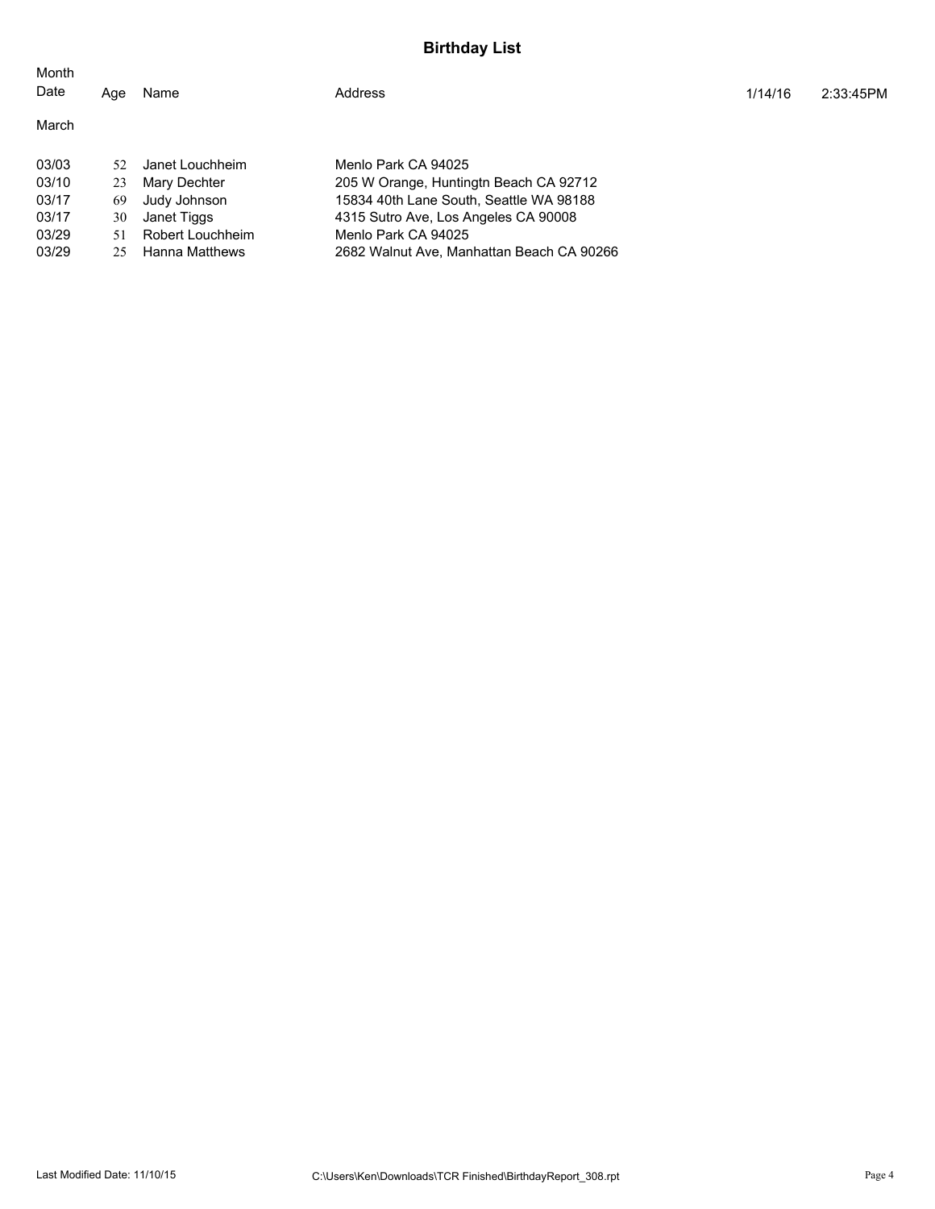# Birthday List

| Month Date | Age | Name | Address | 1/14/16 | 2:33:45PM |
|---|---|---|---|---|---|
| March | | | | | |
| 03/03 | 52 | Janet Louchheim | Menlo Park CA 94025 | | |
| 03/10 | 23 | Mary Dechter | 205 W Orange, Huntingtn Beach CA 92712 | | |
| 03/17 | 69 | Judy Johnson | 15834 40th Lane South, Seattle WA 98188 | | |
| 03/17 | 30 | Janet Tiggs | 4315 Sutro Ave, Los Angeles CA 90008 | | |
| 03/29 | 51 | Robert Louchheim | Menlo Park CA 94025 | | |
| 03/29 | 25 | Hanna Matthews | 2682 Walnut Ave, Manhattan Beach CA 90266 | | |

Last Modified Date: 11/10/15    C:\Users\Ken\Downloads\TCR Finished\BirthdayReport_308.rpt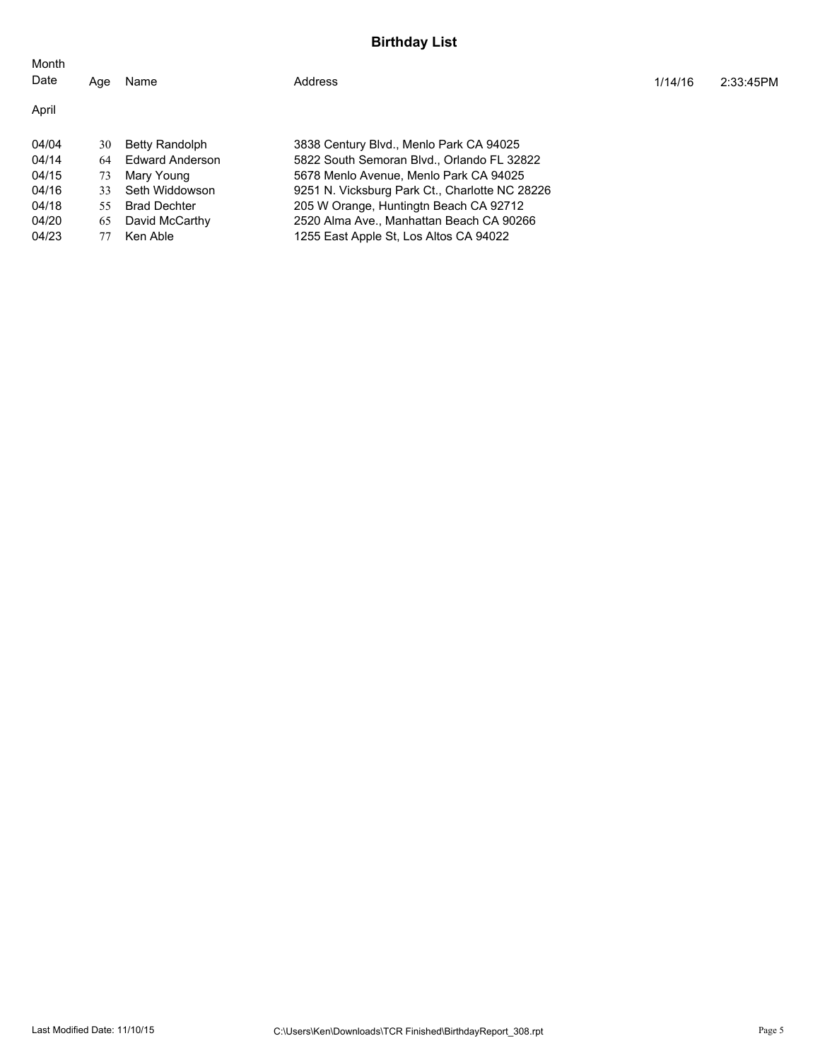# Birthday List

| Month Date | Age | Name | Address | 1/14/16 | 2:33:45PM |
|---|---|---|---|---|---|
| April | | | | | |
| 04/04 | 30 | Betty Randolph | 3838 Century Blvd., Menlo Park CA 94025 | | |
| 04/14 | 64 | Edward Anderson | 5822 South Semoran Blvd., Orlando FL 32822 | | |
| 04/15 | 73 | Mary Young | 5678 Menlo Avenue, Menlo Park CA 94025 | | |
| 04/16 | 33 | Seth Widdowson | 9251 N. Vicksburg Park Ct., Charlotte NC 28226 | | |
| 04/18 | 55 | Brad Dechter | 205 W Orange, Huntingtn Beach CA 92712 | | |
| 04/20 | 65 | David McCarthy | 2520 Alma Ave., Manhattan Beach CA 90266 | | |
| 04/23 | 77 | Ken Able | 1255 East Apple St, Los Altos CA 94022 | | |

Last Modified Date: 11/10/15

C:\Users\Ken\Downloads\TCR Finished\BirthdayReport_308.rpt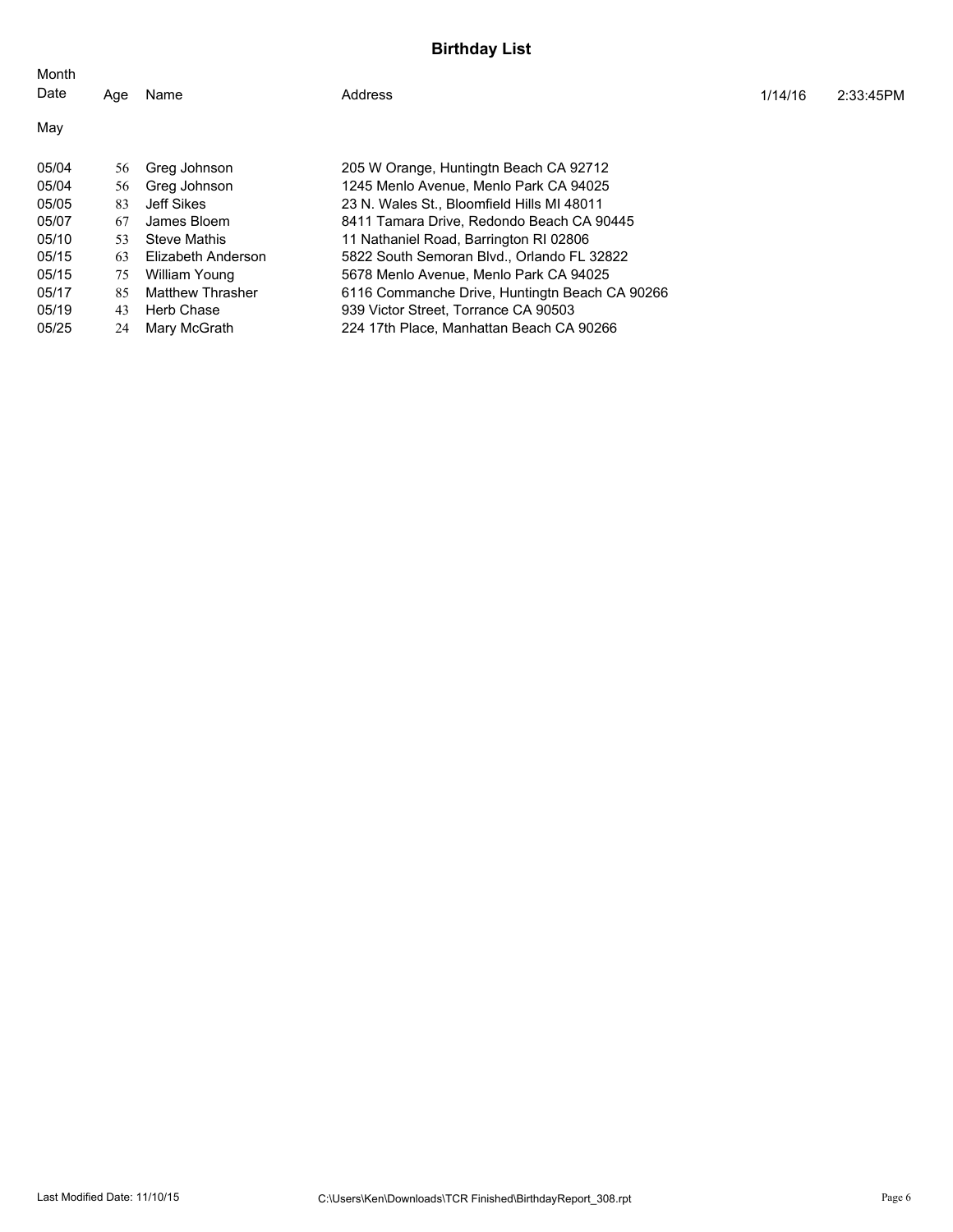# Birthday List

| Month Date | Age | Name | Address | 1/14/16 | 2:33:45PM |
|---|---|---|---|---|---|
| May | | | | | |
| 05/04 | 56 | Greg Johnson | 205 W Orange, Huntingtn Beach CA 92712 | | |
| 05/04 | 56 | Greg Johnson | 1245 Menlo Avenue, Menlo Park CA 94025 | | |
| 05/05 | 83 | Jeff Sikes | 23 N. Wales St., Bloomfield Hills MI 48011 | | |
| 05/07 | 67 | James Bloem | 8411 Tamara Drive, Redondo Beach CA 90445 | | |
| 05/10 | 53 | Steve Mathis | 11 Nathaniel Road, Barrington RI 02806 | | |
| 05/15 | 63 | Elizabeth Anderson | 5822 South Semoran Blvd., Orlando FL 32822 | | |
| 05/15 | 75 | William Young | 5678 Menlo Avenue, Menlo Park CA 94025 | | |
| 05/17 | 85 | Matthew Thrasher | 6116 Commanche Drive, Huntingtn Beach CA 90266 | | |
| 05/19 | 43 | Herb Chase | 939 Victor Street, Torrance CA 90503 | | |
| 05/25 | 24 | Mary McGrath | 224 17th Place, Manhattan Beach CA 90266 | | |

Last Modified Date: 11/10/15 C:\Users\Ken\Downloads\TCR Finished\BirthdayReport_308.rpt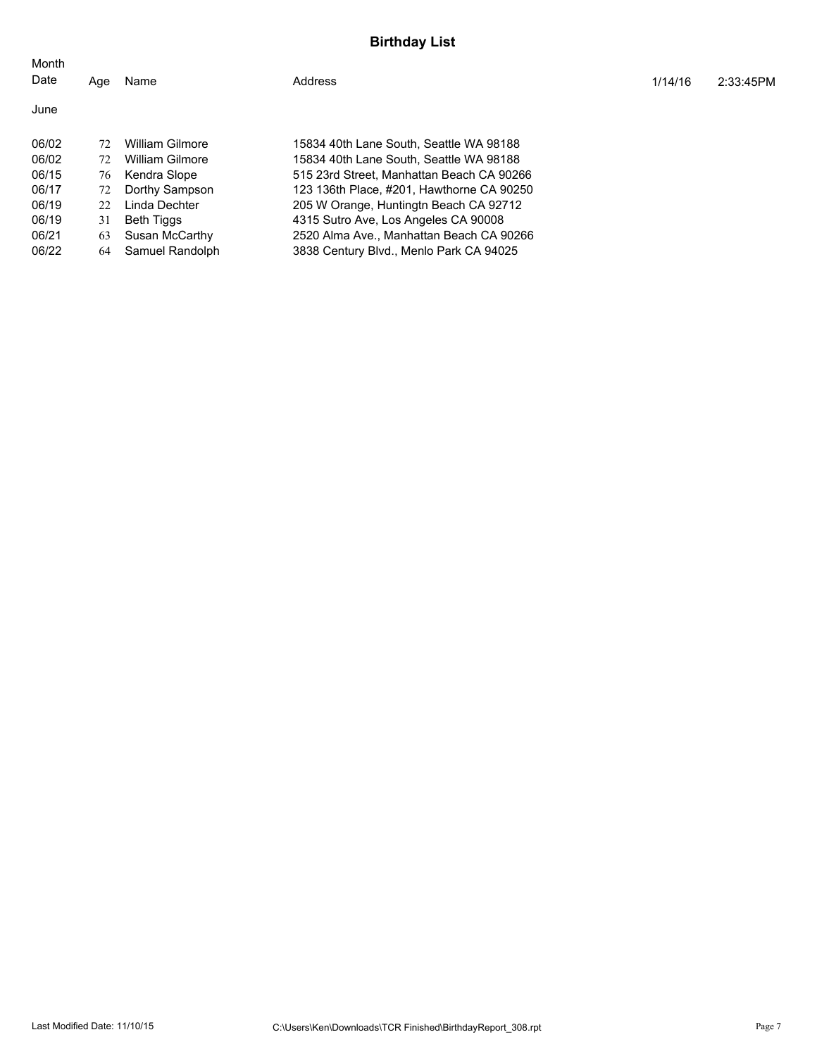# Birthday List

| Month Date | Age | Name | Address | 1/14/16 | 2:33:45PM |
|---|---|---|---|---|---|
| June | | | | | |
| 06/02 | 72 | William Gilmore | 15834 40th Lane South, Seattle WA 98188 | | |
| 06/02 | 72 | William Gilmore | 15834 40th Lane South, Seattle WA 98188 | | |
| 06/15 | 76 | Kendra Slope | 515 23rd Street, Manhattan Beach CA 90266 | | |
| 06/17 | 72 | Dorthy Sampson | 123 136th Place, #201, Hawthorne CA 90250 | | |
| 06/19 | 22 | Linda Dechter | 205 W Orange, Huntingtn Beach CA 92712 | | |
| 06/19 | 31 | Beth Tiggs | 4315 Sutro Ave, Los Angeles CA 90008 | | |
| 06/21 | 63 | Susan McCarthy | 2520 Alma Ave., Manhattan Beach CA 90266 | | |
| 06/22 | 64 | Samuel Randolph | 3838 Century Blvd., Menlo Park CA 94025 | | |

Last Modified Date: 11/10/15 C:\Users\Ken\Downloads\TCR Finished\BirthdayReport_308.rpt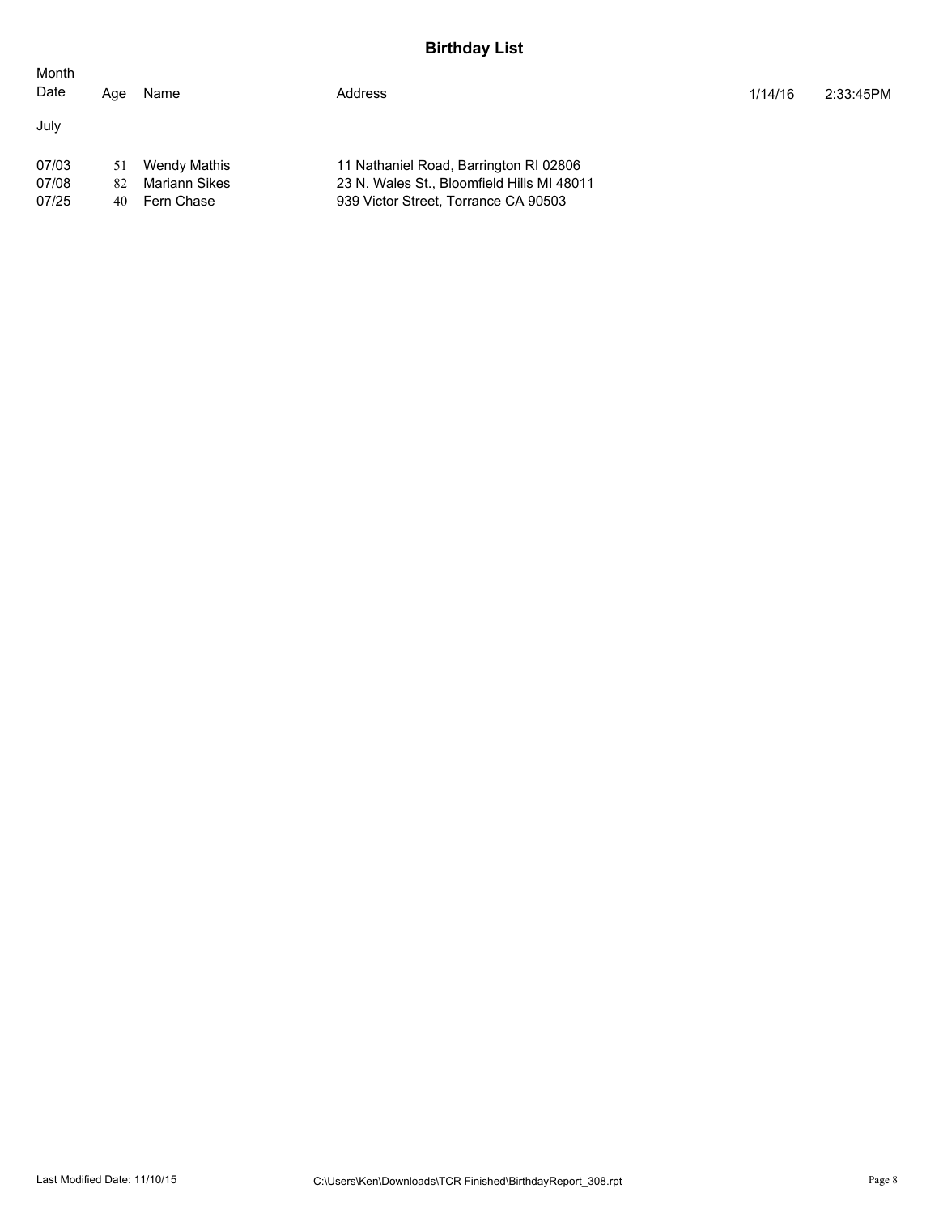# Birthday List

| Month Date | Age | Name | Address | 1/14/16 | 2:33:45PM |
|---|---|---|---|---|---|
| July | | | | | |
| 07/03 | 51 | Wendy Mathis | 11 Nathaniel Road, Barrington RI 02806 | | |
| 07/08 | 82 | Mariann Sikes | 23 N. Wales St., Bloomfield Hills MI 48011 | | |
| 07/25 | 40 | Fern Chase | 939 Victor Street, Torrance CA 90503 | | |

Last Modified Date: 11/10/15    C:\Users\Ken\Downloads\TCR Finished\BirthdayReport_308.rpt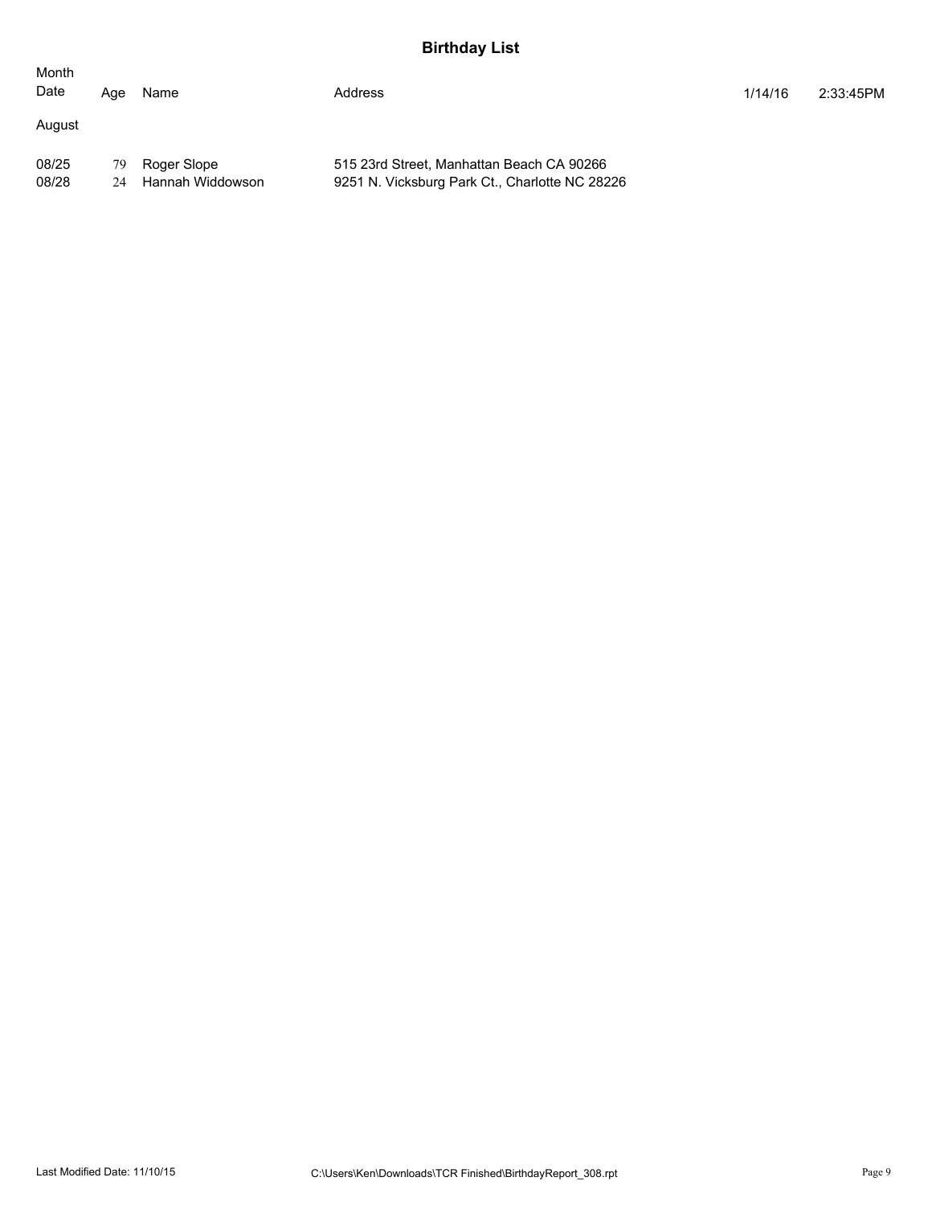# Birthday List

| Month Date | Age | Name | Address | 1/14/16 | 2:33:45PM |
|---|---|---|---|---|---|
| August | | | | | |
| 08/25 | 79 | Roger Slope | 515 23rd Street, Manhattan Beach CA 90266 | | |
| 08/28 | 24 | Hannah Widdowson | 9251 N. Vicksburg Park Ct., Charlotte NC 28226 | | |

Last Modified Date: 11/10/15

C:\Users\Ken\Downloads\TCR Finished\BirthdayReport_308.rpt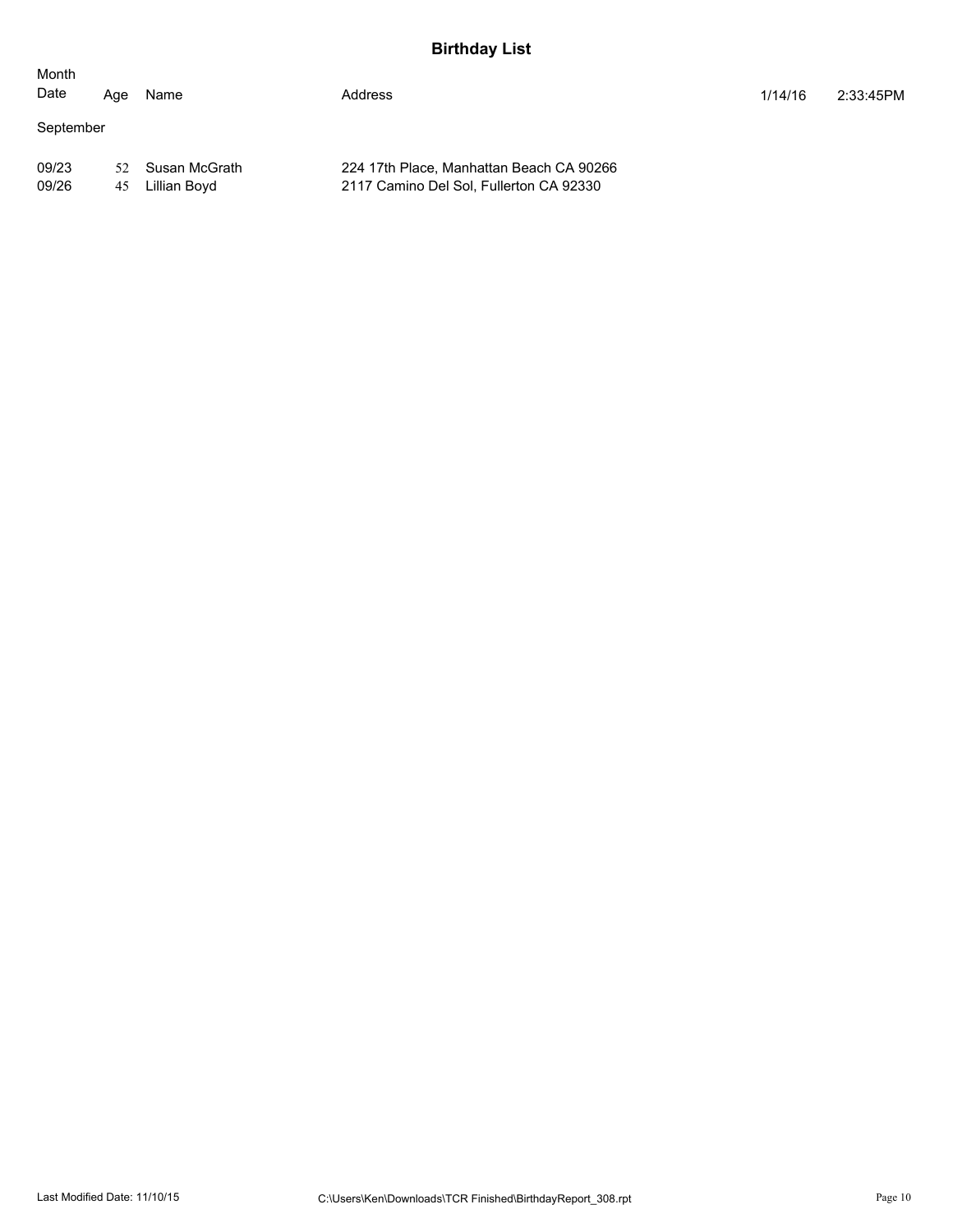# Birthday List

| Month Date | Age | Name | Address | 1/14/16 | 2:33:45PM |
|---|---|---|---|---|---|
| September | | | | | |
| 09/23 | 52 | Susan McGrath | 224 17th Place, Manhattan Beach CA 90266 | | |
| 09/26 | 45 | Lillian Boyd | 2117 Camino Del Sol, Fullerton CA 92330 | | |

Last Modified Date: 11/10/15 C:\Users\Ken\Downloads\TCR Finished\BirthdayReport_308.rpt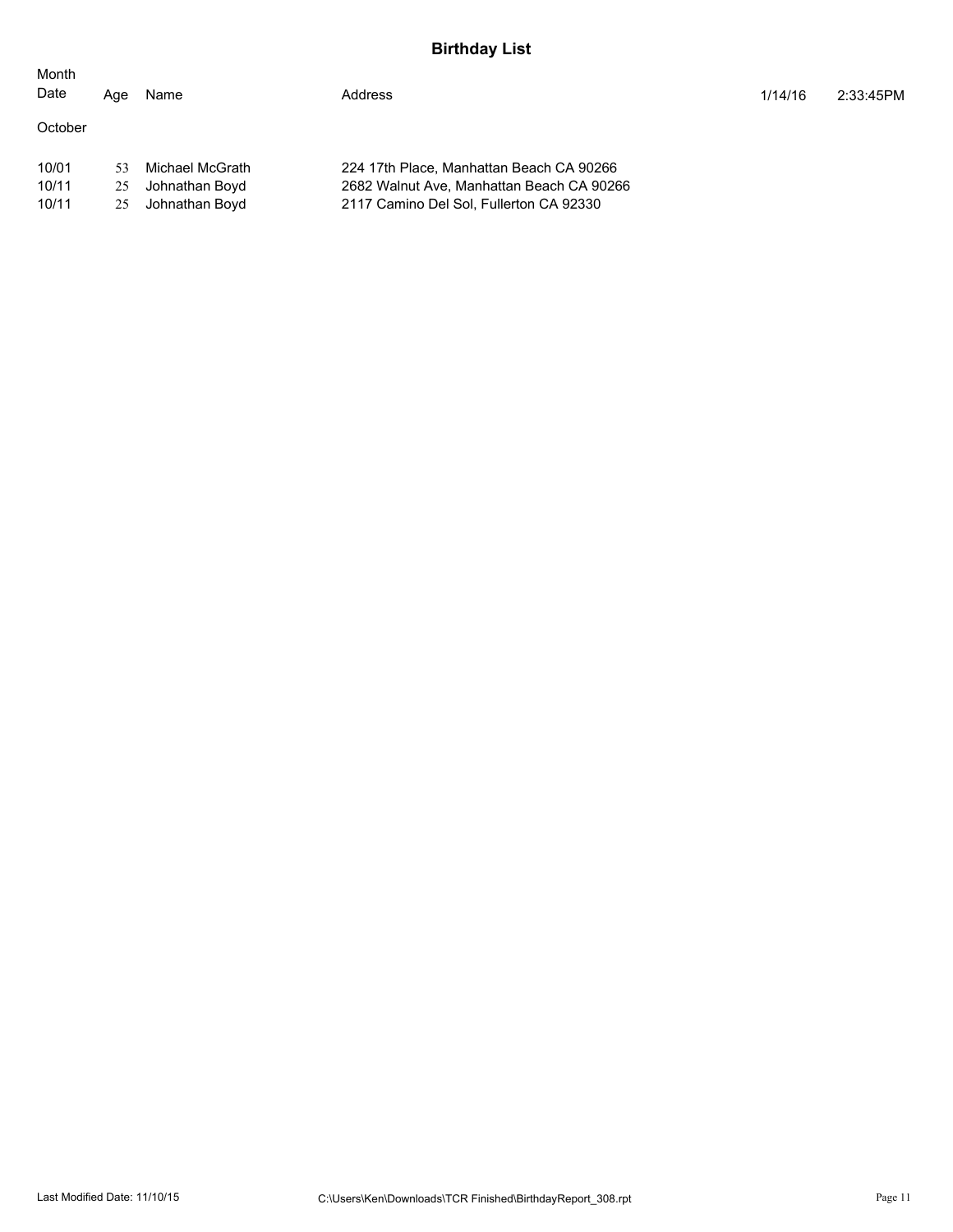# Birthday List

| Month Date | Age | Name | Address |
|---|---|---|---|
| October | | | |
| 10/01 | 53 | Michael McGrath | 224 17th Place, Manhattan Beach CA 90266 |
| 10/11 | 25 | Johnathan Boyd | 2682 Walnut Ave, Manhattan Beach CA 90266 |
| 10/11 | 25 | Johnathan Boyd | 2117 Camino Del Sol, Fullerton CA 92330 |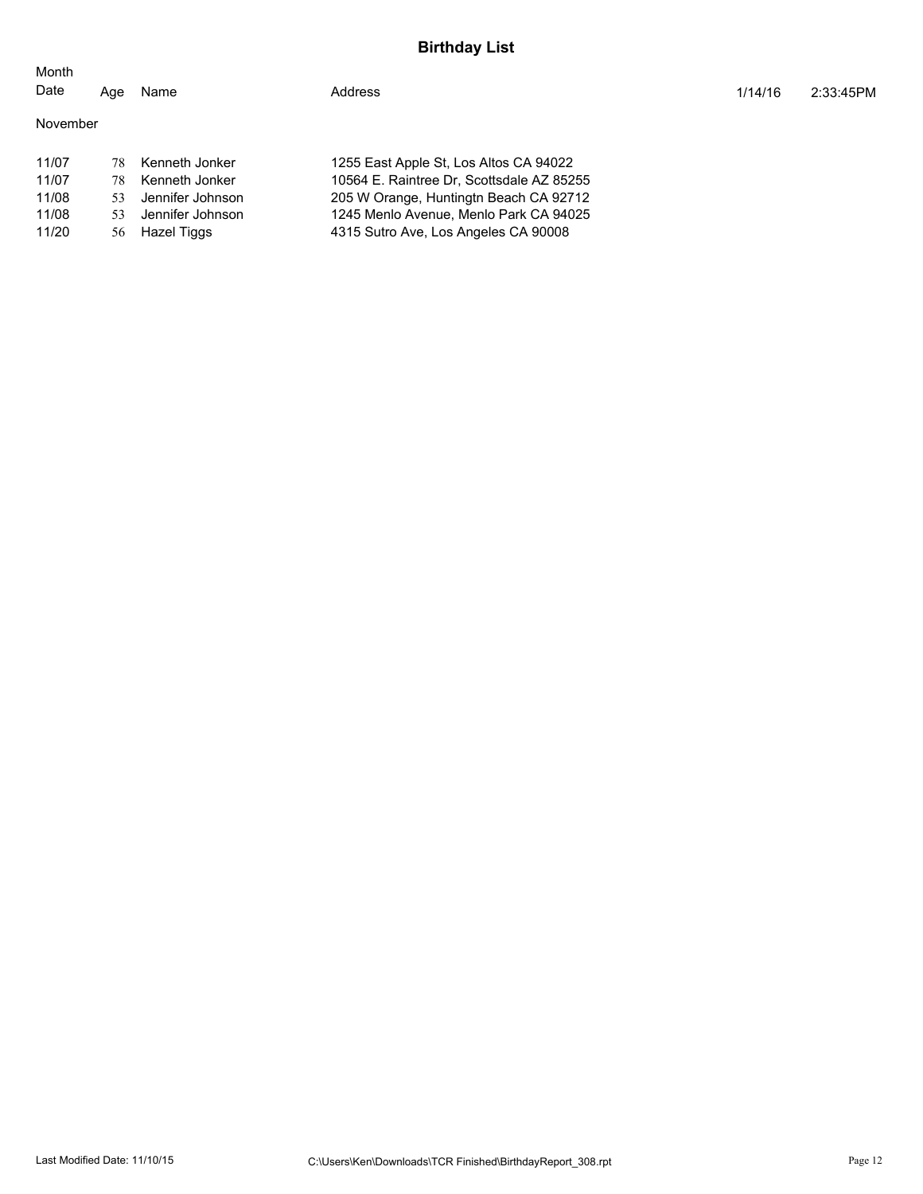# Birthday List

| Month Date | Age | Name | Address | 1/14/16 | 2:33:45PM |
|---|---|---|---|---|---|
| November | | | | | |
| 11/07 | 78 | Kenneth Jonker | 1255 East Apple St, Los Altos CA 94022 | | |
| 11/07 | 78 | Kenneth Jonker | 10564 E. Raintree Dr, Scottsdale AZ 85255 | | |
| 11/08 | 53 | Jennifer Johnson | 205 W Orange, Huntingtn Beach CA 92712 | | |
| 11/08 | 53 | Jennifer Johnson | 1245 Menlo Avenue, Menlo Park CA 94025 | | |
| 11/20 | 56 | Hazel Tiggs | 4315 Sutro Ave, Los Angeles CA 90008 | | |

Last Modified Date: 11/10/15 C:\Users\Ken\Downloads\TCR Finished\BirthdayReport_308.rpt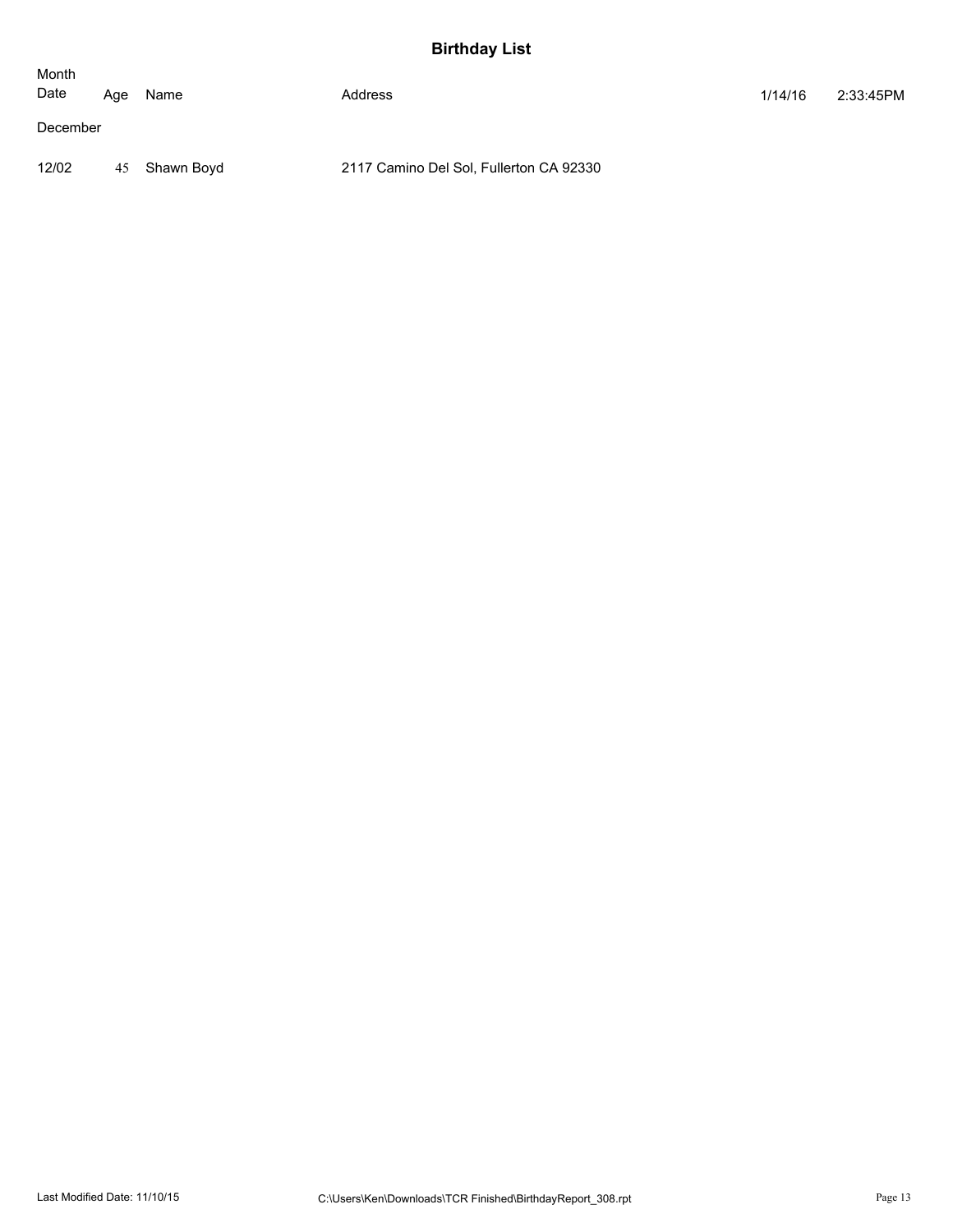# Birthday List

| Month Date | Age | Name | Address | 1/14/16 | 2:33:45PM |
|---|---|---|---|---|---|
| December | | | | | |
| 12/02 | 45 | Shawn Boyd | 2117 Camino Del Sol, Fullerton CA 92330 | | |

Last Modified Date: 11/10/15    C:\Users\Ken\Downloads\TCR Finished\BirthdayReport_308.rpt